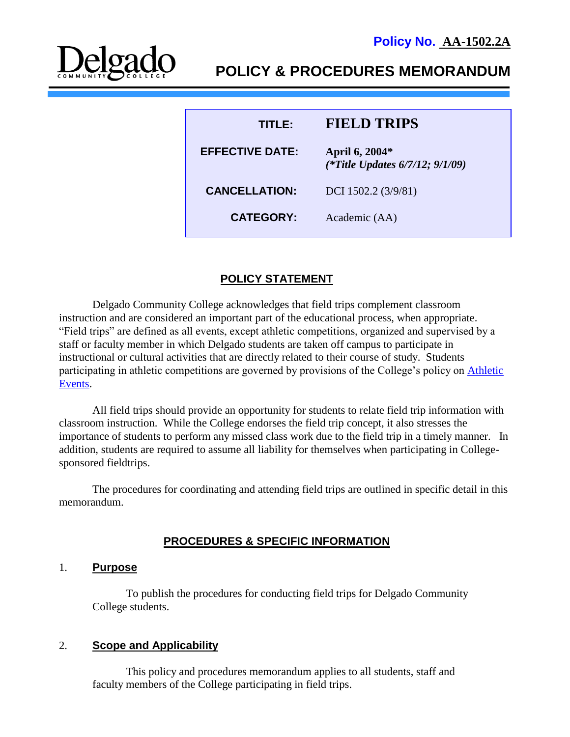**Policy No. AA-1502.2A**

# POLICY & PROCEDURES MEMORANDUM

| | |
|---|---|
| **TITLE:** | **FIELD TRIPS** |
| **EFFECTIVE DATE:** | **April 6, 2004*** ***(*Title Updates 6/7/12; 9/1/09)*** |
| **CANCELLATION:** | DCI 1502.2 (3/9/81) |
| **CATEGORY:** | Academic (AA) |

## POLICY STATEMENT

Delgado Community College acknowledges that field trips complement classroom instruction and are considered an important part of the educational process, when appropriate. "Field trips" are defined as all events, except athletic competitions, organized and supervised by a staff or faculty member in which Delgado students are taken off campus to participate in instructional or cultural activities that are directly related to their course of study. Students participating in athletic competitions are governed by provisions of the College's policy on Athletic Events.

All field trips should provide an opportunity for students to relate field trip information with classroom instruction. While the College endorses the field trip concept, it also stresses the importance of students to perform any missed class work due to the field trip in a timely manner. In addition, students are required to assume all liability for themselves when participating in College-sponsored fieldtrips.

The procedures for coordinating and attending field trips are outlined in specific detail in this memorandum.

## PROCEDURES & SPECIFIC INFORMATION

### 1. Purpose

To publish the procedures for conducting field trips for Delgado Community College students.

### 2. Scope and Applicability

This policy and procedures memorandum applies to all students, staff and faculty members of the College participating in field trips.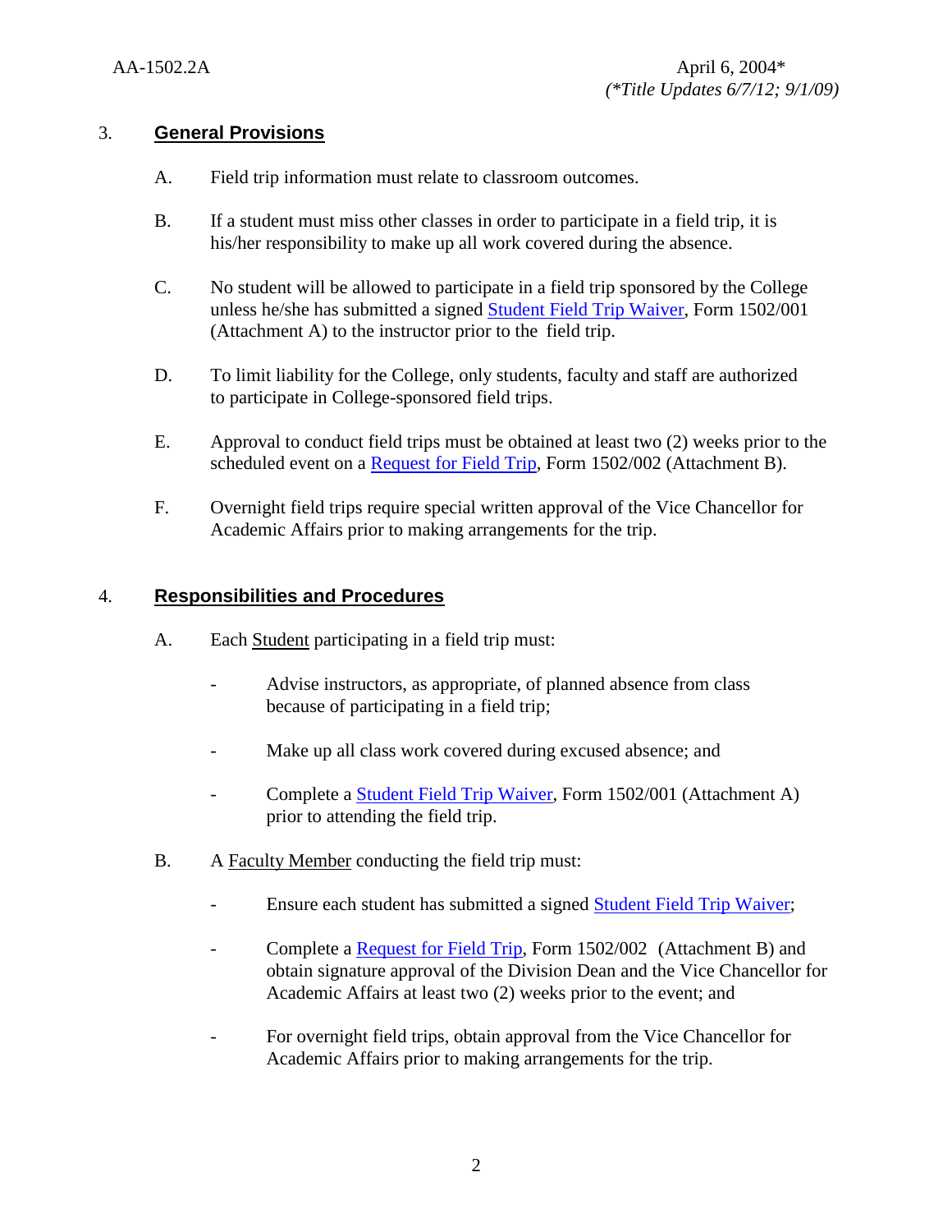## 3. General Provisions

A. Field trip information must relate to classroom outcomes.

B. If a student must miss other classes in order to participate in a field trip, it is his/her responsibility to make up all work covered during the absence.

C. No student will be allowed to participate in a field trip sponsored by the College unless he/she has submitted a signed Student Field Trip Waiver, Form 1502/001 (Attachment A) to the instructor prior to the field trip.

D. To limit liability for the College, only students, faculty and staff are authorized to participate in College-sponsored field trips.

E. Approval to conduct field trips must be obtained at least two (2) weeks prior to the scheduled event on a Request for Field Trip, Form 1502/002 (Attachment B).

F. Overnight field trips require special written approval of the Vice Chancellor for Academic Affairs prior to making arrangements for the trip.

## 4. Responsibilities and Procedures

A. Each Student participating in a field trip must:

- Advise instructors, as appropriate, of planned absence from class because of participating in a field trip;
- Make up all class work covered during excused absence; and
- Complete a Student Field Trip Waiver, Form 1502/001 (Attachment A) prior to attending the field trip.

B. A Faculty Member conducting the field trip must:

- Ensure each student has submitted a signed Student Field Trip Waiver;
- Complete a Request for Field Trip, Form 1502/002 (Attachment B) and obtain signature approval of the Division Dean and the Vice Chancellor for Academic Affairs at least two (2) weeks prior to the event; and
- For overnight field trips, obtain approval from the Vice Chancellor for Academic Affairs prior to making arrangements for the trip.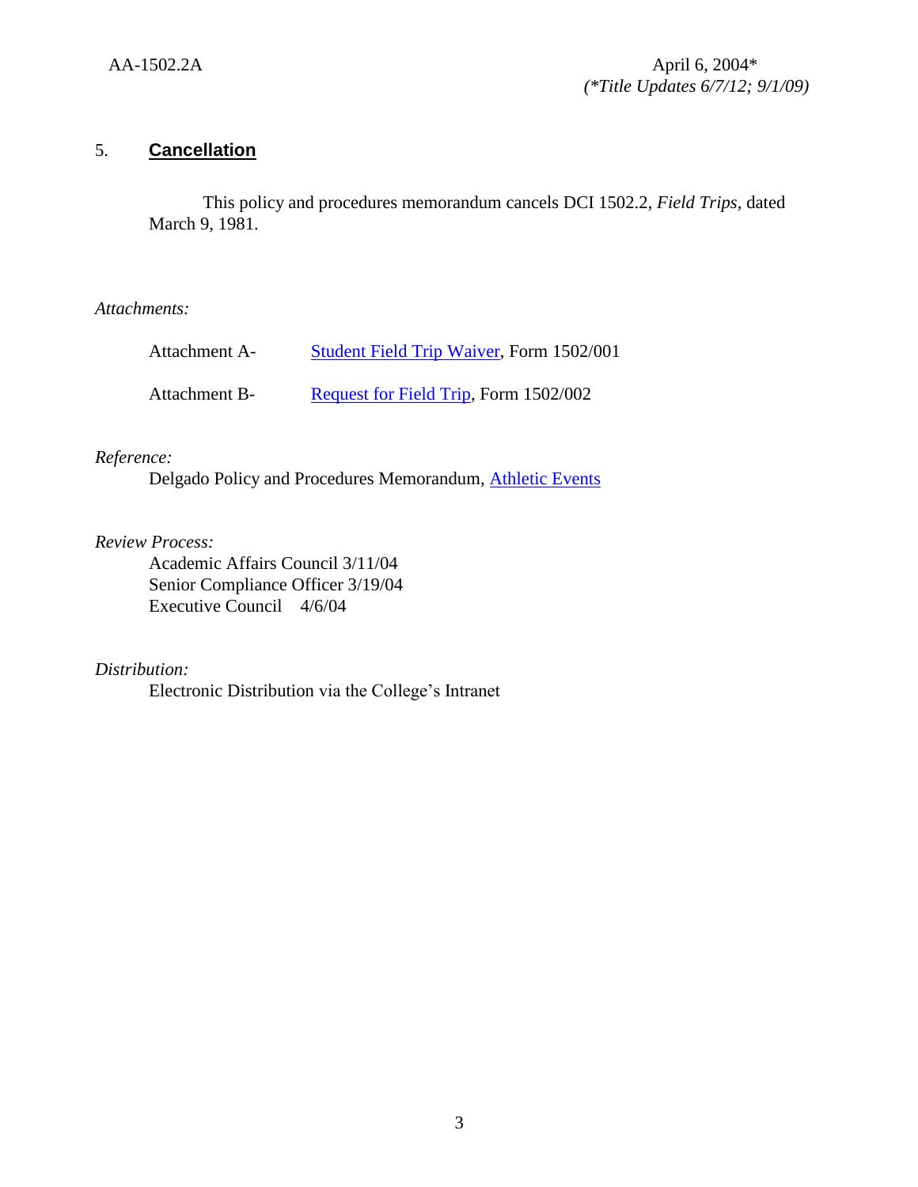## 5. **Cancellation**

This policy and procedures memorandum cancels DCI 1502.2, *Field Trips*, dated March 9, 1981.

*Attachments:*

Attachment A- Student Field Trip Waiver, Form 1502/001

Attachment B- Request for Field Trip, Form 1502/002

*Reference:*

Delgado Policy and Procedures Memorandum, Athletic Events

*Review Process:*

Academic Affairs Council 3/11/04
Senior Compliance Officer 3/19/04
Executive Council 4/6/04

*Distribution:*

Electronic Distribution via the College's Intranet